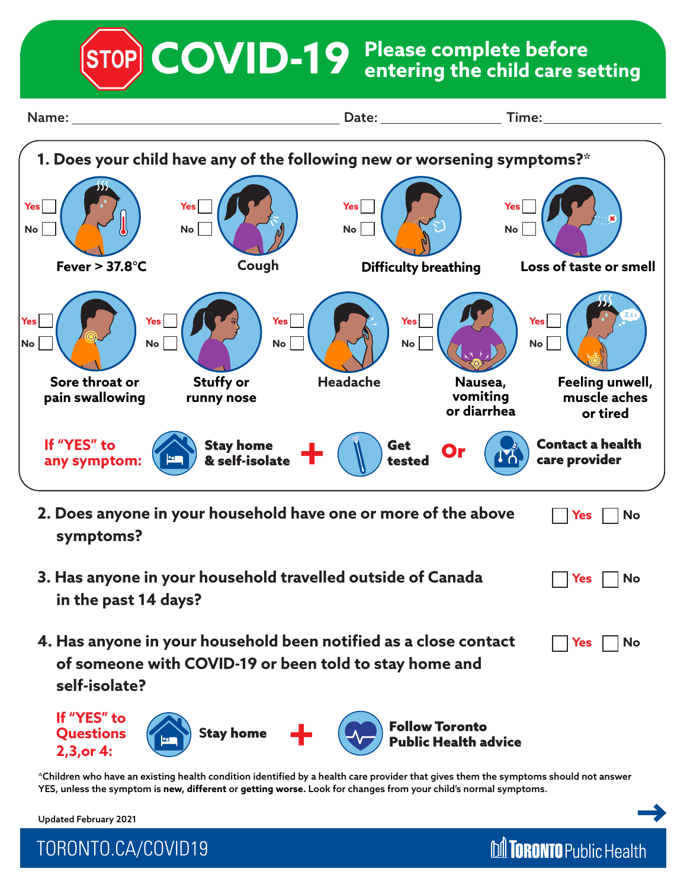# STOP COVID-19

## Please complete before entering the child care setting

Name: ____________________ Date: ____________ Time: ____________

**1. Does your child have any of the following new or worsening symptoms?***

| Symptom | Yes | No |
|---|---|---|
| Fever > 37.8°C | ☐ | ☐ |
| Cough | ☐ | ☐ |
| Difficulty breathing | ☐ | ☐ |
| Loss of taste or smell | ☐ | ☐ |
| Sore throat or pain swallowing | ☐ | ☐ |
| Stuffy or runny nose | ☐ | ☐ |
| Headache | ☐ | ☐ |
| Nausea, vomiting or diarrhea | ☐ | ☐ |
| Feeling unwell, muscle aches or tired | ☐ | ☐ |

**If "YES" to any symptom:** Stay home & self-isolate + Get tested **Or** Contact a health care provider

**2. Does anyone in your household have one or more of the above symptoms?** ☐ Yes ☐ No

**3. Has anyone in your household travelled outside of Canada in the past 14 days?** ☐ Yes ☐ No

**4. Has anyone in your household been notified as a close contact of someone with COVID-19 or been told to stay home and self-isolate?** ☐ Yes ☐ No

**If "YES" to Questions 2,3,or 4:** Stay home + Follow Toronto Public Health advice

*Children who have an existing health condition identified by a health care provider that gives them the symptoms should not answer YES, unless the symptom is **new**, **different** or **getting worse**. Look for changes from your child's normal symptoms.

Updated February 2021

TORONTO.CA/COVID19

TORONTO Public Health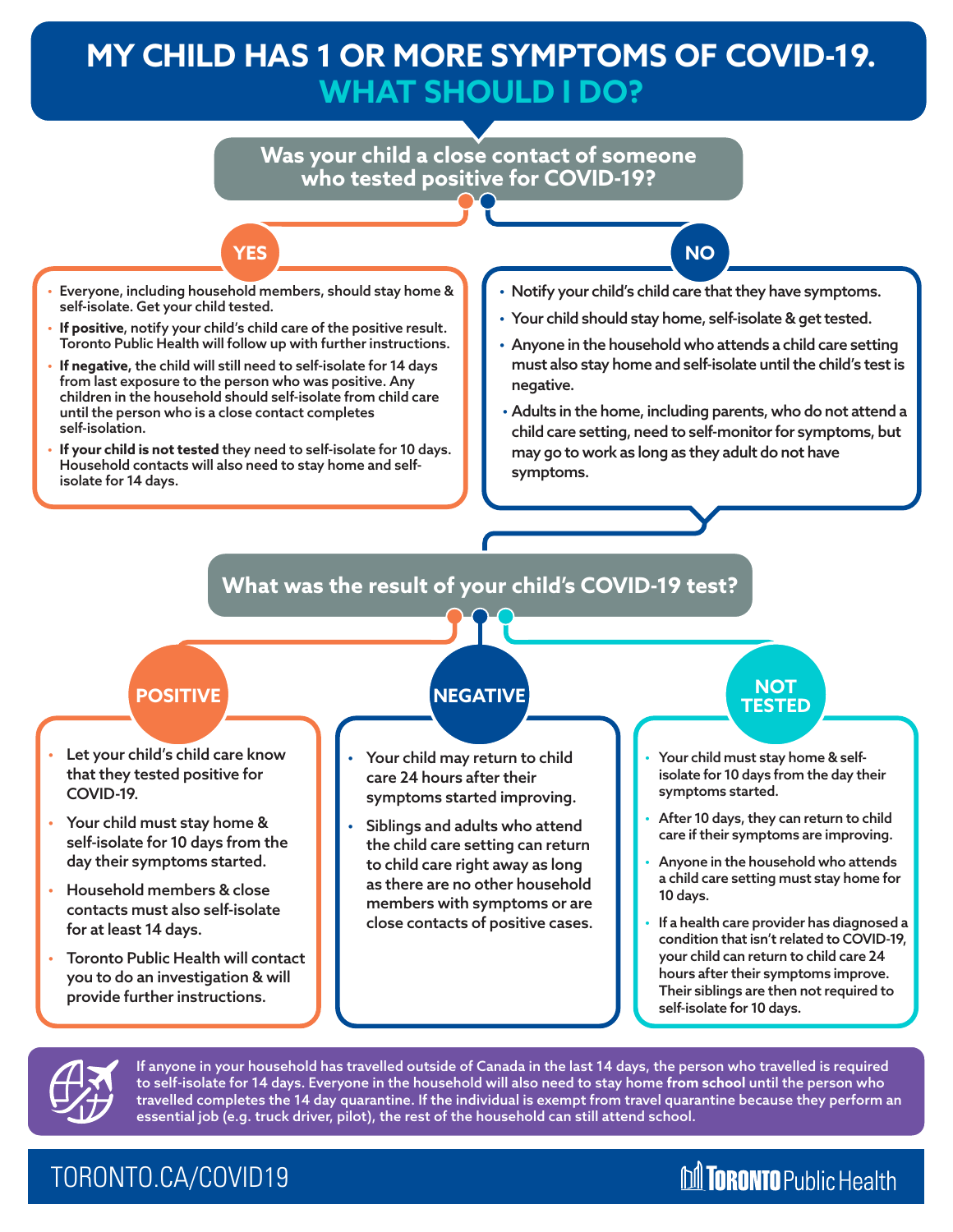# MY CHILD HAS 1 OR MORE SYMPTOMS OF COVID-19. WHAT SHOULD I DO?

## Was your child a close contact of someone who tested positive for COVID-19?

### YES

- Everyone, including household members, should stay home & self-isolate. Get your child tested.
- **If positive**, notify your child's child care of the positive result. Toronto Public Health will follow up with further instructions.
- **If negative**, the child will still need to self-isolate for 14 days from last exposure to the person who was positive. Any children in the household should self-isolate from child care until the person who is a close contact completes self-isolation.
- **If your child is not tested** they need to self-isolate for 10 days. Household contacts will also need to stay home and self-isolate for 14 days.

### NO

- Notify your child's child care that they have symptoms.
- Your child should stay home, self-isolate & get tested.
- Anyone in the household who attends a child care setting must also stay home and self-isolate until the child's test is negative.
- Adults in the home, including parents, who do not attend a child care setting, need to self-monitor for symptoms, but may go to work as long as they adult do not have symptoms.

## What was the result of your child's COVID-19 test?

### POSITIVE

- Let your child's child care know that they tested positive for COVID-19.
- Your child must stay home & self-isolate for 10 days from the day their symptoms started.
- Household members & close contacts must also self-isolate for at least 14 days.
- Toronto Public Health will contact you to do an investigation & will provide further instructions.

### NEGATIVE

- Your child may return to child care 24 hours after their symptoms started improving.
- Siblings and adults who attend the child care setting can return to child care right away as long as there are no other household members with symptoms or are close contacts of positive cases.

### NOT TESTED

- Your child must stay home & self-isolate for 10 days from the day their symptoms started.
- After 10 days, they can return to child care if their symptoms are improving.
- Anyone in the household who attends a child care setting must stay home for 10 days.
- If a health care provider has diagnosed a condition that isn't related to COVID-19, your child can return to child care 24 hours after their symptoms improve. Their siblings are then not required to self-isolate for 10 days.

If anyone in your household has travelled outside of Canada in the last 14 days, the person who travelled is required to self-isolate for 14 days. Everyone in the household will also need to stay home **from school** until the person who travelled completes the 14 day quarantine. If the individual is exempt from travel quarantine because they perform an essential job (e.g. truck driver, pilot), the rest of the household can still attend school.

TORONTO.CA/COVID19

TORONTO Public Health